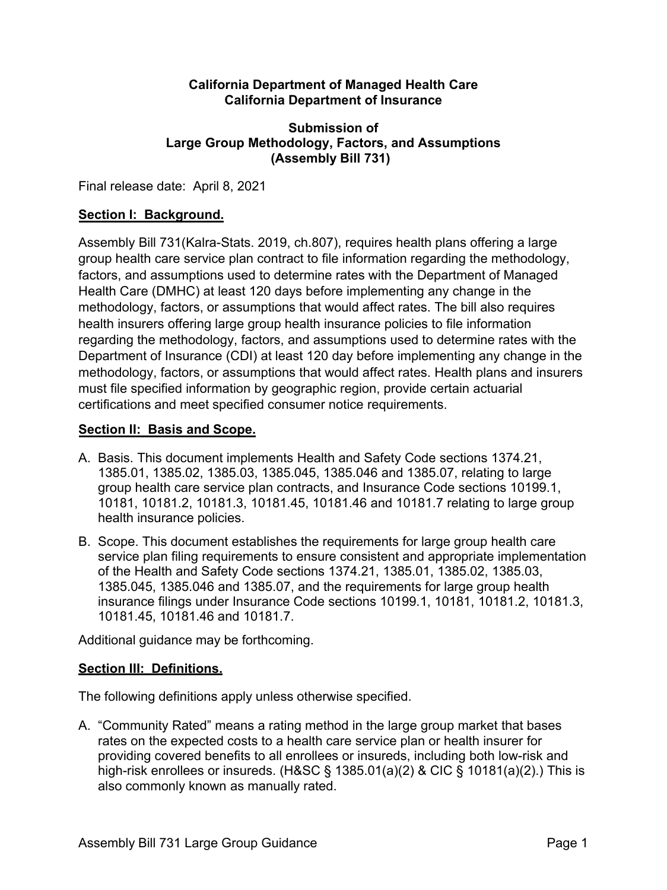**California Department of Managed Health Care**
**California Department of Insurance**

**Submission of**
**Large Group Methodology, Factors, and Assumptions**
**(Assembly Bill 731)**

Final release date: April 8, 2021

## Section I: Background.

Assembly Bill 731(Kalra-Stats. 2019, ch.807), requires health plans offering a large group health care service plan contract to file information regarding the methodology, factors, and assumptions used to determine rates with the Department of Managed Health Care (DMHC) at least 120 days before implementing any change in the methodology, factors, or assumptions that would affect rates. The bill also requires health insurers offering large group health insurance policies to file information regarding the methodology, factors, and assumptions used to determine rates with the Department of Insurance (CDI) at least 120 day before implementing any change in the methodology, factors, or assumptions that would affect rates. Health plans and insurers must file specified information by geographic region, provide certain actuarial certifications and meet specified consumer notice requirements.

## Section II: Basis and Scope.

A. Basis. This document implements Health and Safety Code sections 1374.21, 1385.01, 1385.02, 1385.03, 1385.045, 1385.046 and 1385.07, relating to large group health care service plan contracts, and Insurance Code sections 10199.1, 10181, 10181.2, 10181.3, 10181.45, 10181.46 and 10181.7 relating to large group health insurance policies.

B. Scope. This document establishes the requirements for large group health care service plan filing requirements to ensure consistent and appropriate implementation of the Health and Safety Code sections 1374.21, 1385.01, 1385.02, 1385.03, 1385.045, 1385.046 and 1385.07, and the requirements for large group health insurance filings under Insurance Code sections 10199.1, 10181, 10181.2, 10181.3, 10181.45, 10181.46 and 10181.7.

Additional guidance may be forthcoming.

## Section III: Definitions.

The following definitions apply unless otherwise specified.

A. "Community Rated" means a rating method in the large group market that bases rates on the expected costs to a health care service plan or health insurer for providing covered benefits to all enrollees or insureds, including both low-risk and high-risk enrollees or insureds. (H&SC § 1385.01(a)(2) & CIC § 10181(a)(2).) This is also commonly known as manually rated.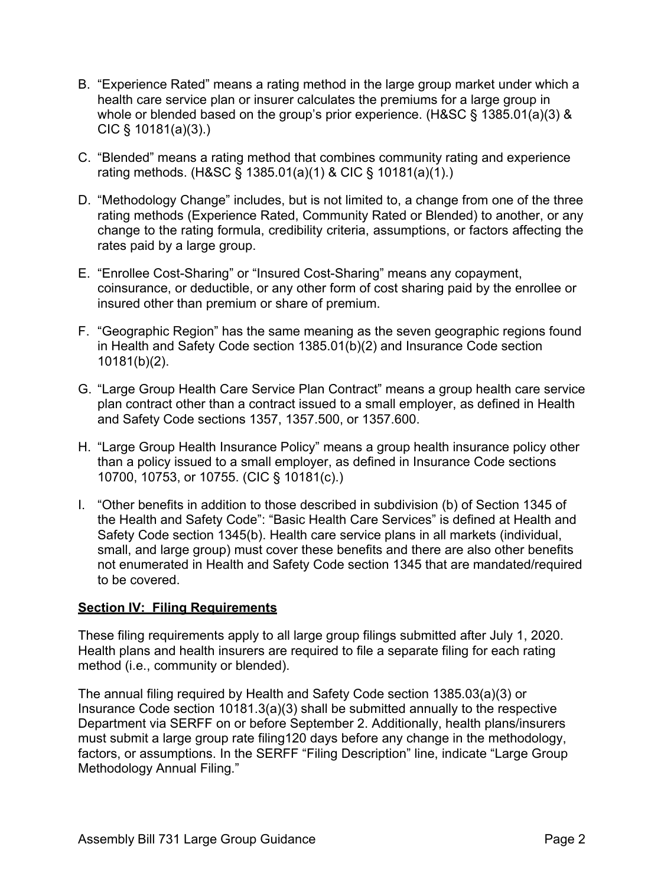B. "Experience Rated" means a rating method in the large group market under which a health care service plan or insurer calculates the premiums for a large group in whole or blended based on the group's prior experience. (H&SC § 1385.01(a)(3) & CIC § 10181(a)(3).)

C. "Blended" means a rating method that combines community rating and experience rating methods. (H&SC § 1385.01(a)(1) & CIC § 10181(a)(1).)

D. "Methodology Change" includes, but is not limited to, a change from one of the three rating methods (Experience Rated, Community Rated or Blended) to another, or any change to the rating formula, credibility criteria, assumptions, or factors affecting the rates paid by a large group.

E. "Enrollee Cost-Sharing" or "Insured Cost-Sharing" means any copayment, coinsurance, or deductible, or any other form of cost sharing paid by the enrollee or insured other than premium or share of premium.

F. "Geographic Region" has the same meaning as the seven geographic regions found in Health and Safety Code section 1385.01(b)(2) and Insurance Code section 10181(b)(2).

G. "Large Group Health Care Service Plan Contract" means a group health care service plan contract other than a contract issued to a small employer, as defined in Health and Safety Code sections 1357, 1357.500, or 1357.600.

H. "Large Group Health Insurance Policy" means a group health insurance policy other than a policy issued to a small employer, as defined in Insurance Code sections 10700, 10753, or 10755. (CIC § 10181(c).)

I. "Other benefits in addition to those described in subdivision (b) of Section 1345 of the Health and Safety Code": "Basic Health Care Services" is defined at Health and Safety Code section 1345(b). Health care service plans in all markets (individual, small, and large group) must cover these benefits and there are also other benefits not enumerated in Health and Safety Code section 1345 that are mandated/required to be covered.

**Section IV: Filing Requirements**

These filing requirements apply to all large group filings submitted after July 1, 2020. Health plans and health insurers are required to file a separate filing for each rating method (i.e., community or blended).

The annual filing required by Health and Safety Code section 1385.03(a)(3) or Insurance Code section 10181.3(a)(3) shall be submitted annually to the respective Department via SERFF on or before September 2. Additionally, health plans/insurers must submit a large group rate filing120 days before any change in the methodology, factors, or assumptions. In the SERFF "Filing Description" line, indicate "Large Group Methodology Annual Filing."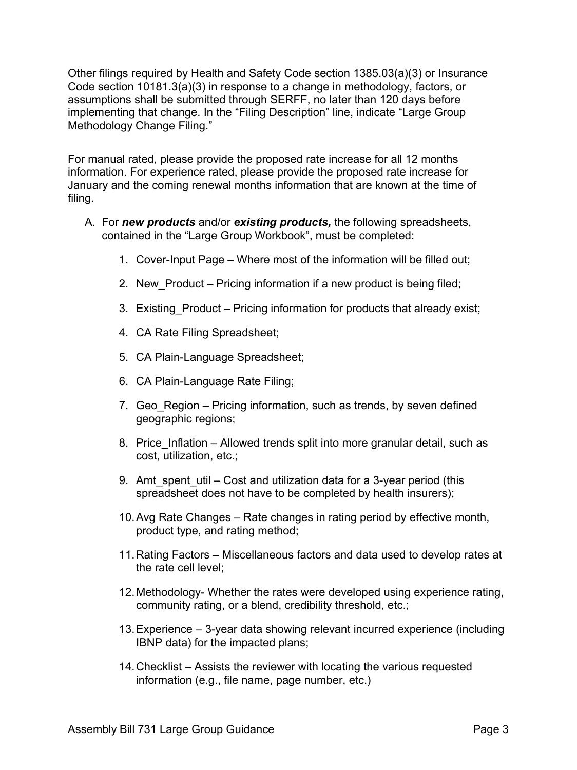Other filings required by Health and Safety Code section 1385.03(a)(3) or Insurance Code section 10181.3(a)(3) in response to a change in methodology, factors, or assumptions shall be submitted through SERFF, no later than 120 days before implementing that change. In the "Filing Description" line, indicate "Large Group Methodology Change Filing."

For manual rated, please provide the proposed rate increase for all 12 months information. For experience rated, please provide the proposed rate increase for January and the coming renewal months information that are known at the time of filing.

A. For ***new products*** and/or ***existing products,*** the following spreadsheets, contained in the "Large Group Workbook", must be completed:

    1. Cover-Input Page – Where most of the information will be filled out;

    2. New_Product – Pricing information if a new product is being filed;

    3. Existing_Product – Pricing information for products that already exist;

    4. CA Rate Filing Spreadsheet;

    5. CA Plain-Language Spreadsheet;

    6. CA Plain-Language Rate Filing;

    7. Geo_Region – Pricing information, such as trends, by seven defined geographic regions;

    8. Price_Inflation – Allowed trends split into more granular detail, such as cost, utilization, etc.;

    9. Amt_spent_util – Cost and utilization data for a 3-year period (this spreadsheet does not have to be completed by health insurers);

    10. Avg Rate Changes – Rate changes in rating period by effective month, product type, and rating method;

    11. Rating Factors – Miscellaneous factors and data used to develop rates at the rate cell level;

    12. Methodology- Whether the rates were developed using experience rating, community rating, or a blend, credibility threshold, etc.;

    13. Experience – 3-year data showing relevant incurred experience (including IBNP data) for the impacted plans;

    14. Checklist – Assists the reviewer with locating the various requested information (e.g., file name, page number, etc.)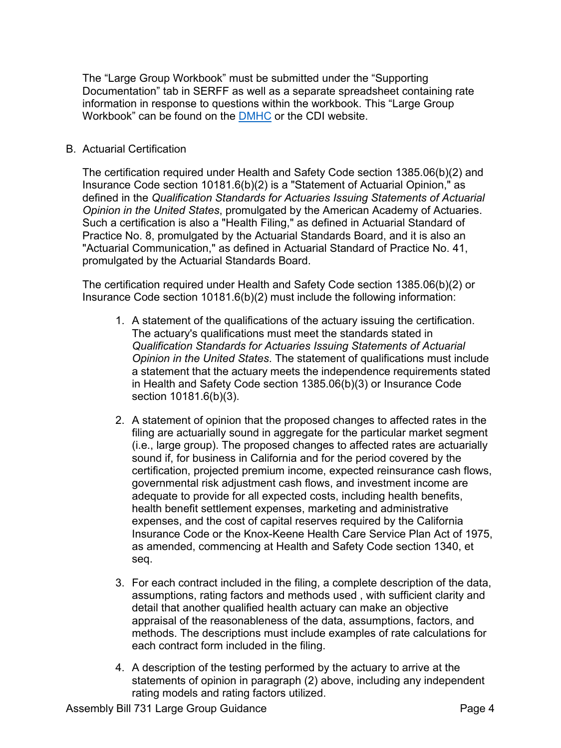The "Large Group Workbook" must be submitted under the "Supporting Documentation" tab in SERFF as well as a separate spreadsheet containing rate information in response to questions within the workbook. This "Large Group Workbook" can be found on the [DMHC]() or the CDI website.

B. Actuarial Certification

The certification required under Health and Safety Code section 1385.06(b)(2) and Insurance Code section 10181.6(b)(2) is a "Statement of Actuarial Opinion," as defined in the *Qualification Standards for Actuaries Issuing Statements of Actuarial Opinion in the United States*, promulgated by the American Academy of Actuaries. Such a certification is also a "Health Filing," as defined in Actuarial Standard of Practice No. 8, promulgated by the Actuarial Standards Board, and it is also an "Actuarial Communication," as defined in Actuarial Standard of Practice No. 41, promulgated by the Actuarial Standards Board.

The certification required under Health and Safety Code section 1385.06(b)(2) or Insurance Code section 10181.6(b)(2) must include the following information:

1. A statement of the qualifications of the actuary issuing the certification. The actuary's qualifications must meet the standards stated in *Qualification Standards for Actuaries Issuing Statements of Actuarial Opinion in the United States*. The statement of qualifications must include a statement that the actuary meets the independence requirements stated in Health and Safety Code section 1385.06(b)(3) or Insurance Code section 10181.6(b)(3).

2. A statement of opinion that the proposed changes to affected rates in the filing are actuarially sound in aggregate for the particular market segment (i.e., large group). The proposed changes to affected rates are actuarially sound if, for business in California and for the period covered by the certification, projected premium income, expected reinsurance cash flows, governmental risk adjustment cash flows, and investment income are adequate to provide for all expected costs, including health benefits, health benefit settlement expenses, marketing and administrative expenses, and the cost of capital reserves required by the California Insurance Code or the Knox-Keene Health Care Service Plan Act of 1975, as amended, commencing at Health and Safety Code section 1340, et seq.

3. For each contract included in the filing, a complete description of the data, assumptions, rating factors and methods used , with sufficient clarity and detail that another qualified health actuary can make an objective appraisal of the reasonableness of the data, assumptions, factors, and methods. The descriptions must include examples of rate calculations for each contract form included in the filing.

4. A description of the testing performed by the actuary to arrive at the statements of opinion in paragraph (2) above, including any independent rating models and rating factors utilized.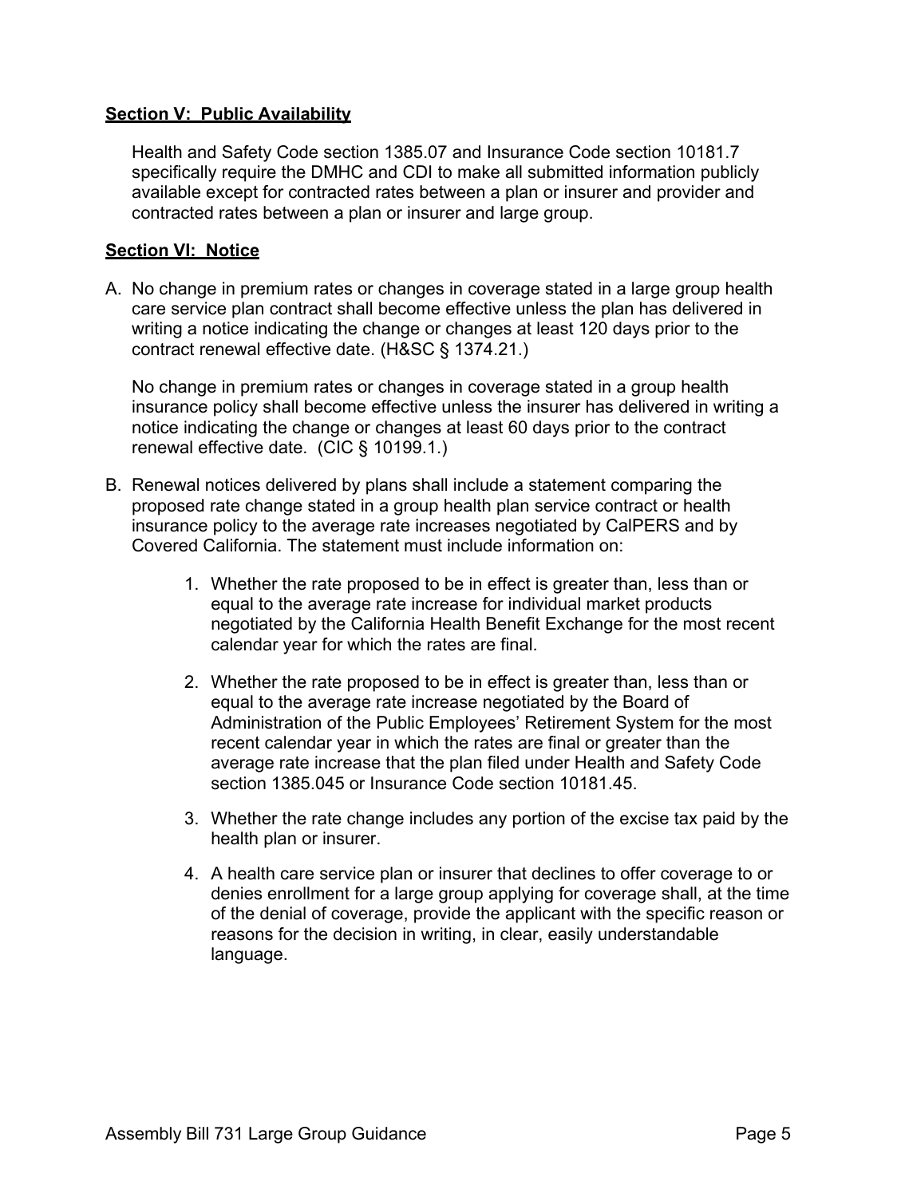## **Section V: Public Availability**

Health and Safety Code section 1385.07 and Insurance Code section 10181.7 specifically require the DMHC and CDI to make all submitted information publicly available except for contracted rates between a plan or insurer and provider and contracted rates between a plan or insurer and large group.

## **Section VI: Notice**

A. No change in premium rates or changes in coverage stated in a large group health care service plan contract shall become effective unless the plan has delivered in writing a notice indicating the change or changes at least 120 days prior to the contract renewal effective date. (H&SC § 1374.21.)

   No change in premium rates or changes in coverage stated in a group health insurance policy shall become effective unless the insurer has delivered in writing a notice indicating the change or changes at least 60 days prior to the contract renewal effective date. (CIC § 10199.1.)

B. Renewal notices delivered by plans shall include a statement comparing the proposed rate change stated in a group health plan service contract or health insurance policy to the average rate increases negotiated by CalPERS and by Covered California. The statement must include information on:

   1. Whether the rate proposed to be in effect is greater than, less than or equal to the average rate increase for individual market products negotiated by the California Health Benefit Exchange for the most recent calendar year for which the rates are final.

   2. Whether the rate proposed to be in effect is greater than, less than or equal to the average rate increase negotiated by the Board of Administration of the Public Employees' Retirement System for the most recent calendar year in which the rates are final or greater than the average rate increase that the plan filed under Health and Safety Code section 1385.045 or Insurance Code section 10181.45.

   3. Whether the rate change includes any portion of the excise tax paid by the health plan or insurer.

   4. A health care service plan or insurer that declines to offer coverage to or denies enrollment for a large group applying for coverage shall, at the time of the denial of coverage, provide the applicant with the specific reason or reasons for the decision in writing, in clear, easily understandable language.